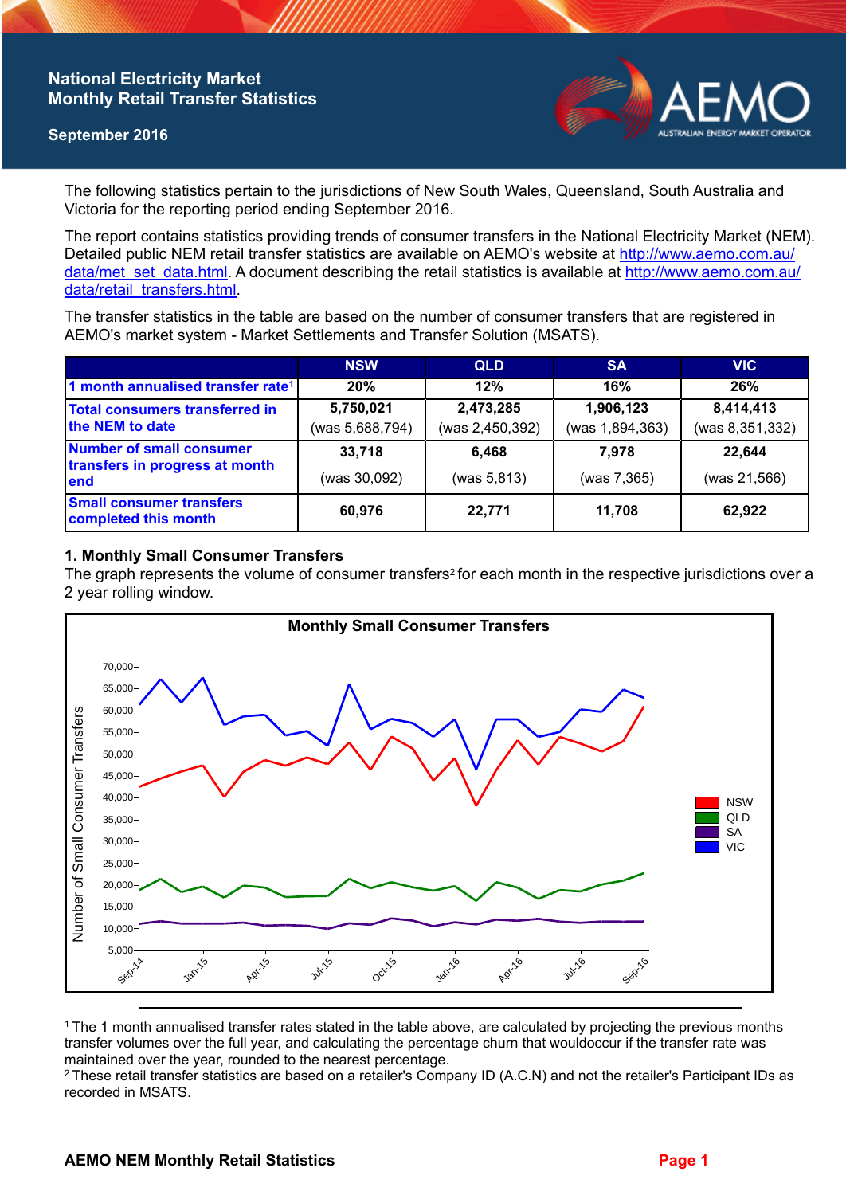# National Electricity Market Monthly Retail Transfer Statistics

**September 2016**

The following statistics pertain to the jurisdictions of New South Wales, Queensland, South Australia and Victoria for the reporting period ending September 2016.

The report contains statistics providing trends of consumer transfers in the National Electricity Market (NEM). Detailed public NEM retail transfer statistics are available on AEMO's website at http://www.aemo.com.au/data/met_set_data.html. A document describing the retail statistics is available at http://www.aemo.com.au/data/retail_transfers.html.

The transfer statistics in the table are based on the number of consumer transfers that are registered in AEMO's market system - Market Settlements and Transfer Solution (MSATS).

| | NSW | QLD | SA | VIC |
|---|---|---|---|---|
| 1 month annualised transfer rate[1] | 20% | 12% | 16% | 26% |
| Total consumers transferred in the NEM to date | 5,750,021 (was 5,688,794) | 2,473,285 (was 2,450,392) | 1,906,123 (was 1,894,363) | 8,414,413 (was 8,351,332) |
| Number of small consumer transfers in progress at month end | 33,718 (was 30,092) | 6,468 (was 5,813) | 7,978 (was 7,365) | 22,644 (was 21,566) |
| Small consumer transfers completed this month | 60,976 | 22,771 | 11,708 | 62,922 |

## 1. Monthly Small Consumer Transfers

The graph represents the volume of consumer transfers[2] for each month in the respective jurisdictions over a 2 year rolling window.

[1] The 1 month annualised transfer rates stated in the table above, are calculated by projecting the previous months transfer volumes over the full year, and calculating the percentage churn that wouldoccur if the transfer rate was maintained over the year, rounded to the nearest percentage.

[2] These retail transfer statistics are based on a retailer's Company ID (A.C.N) and not the retailer's Participant IDs as recorded in MSATS.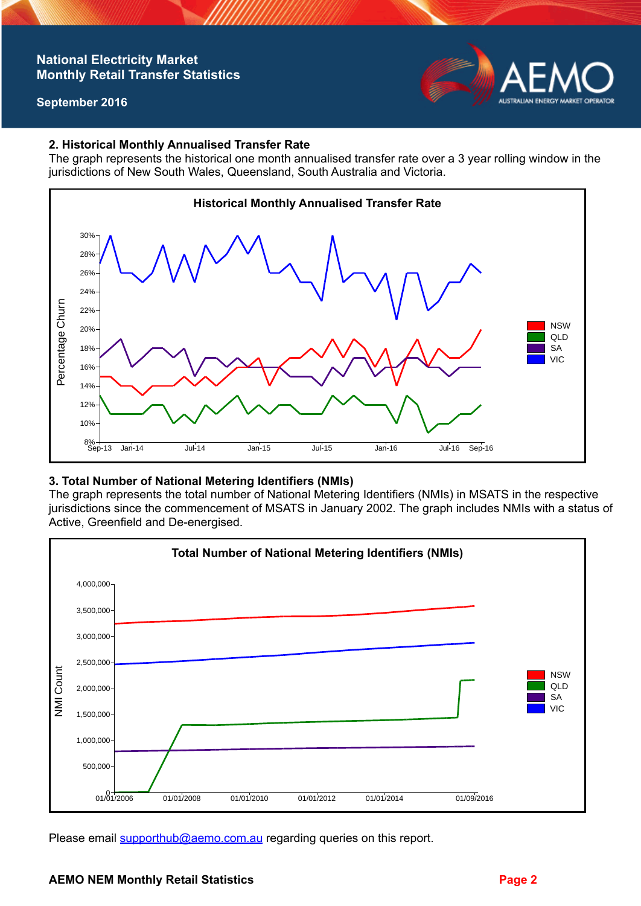National Electricity Market
Monthly Retail Transfer Statistics

September 2016

AEMO
AUSTRALIAN ENERGY MARKET OPERATOR

## 2. Historical Monthly Annualised Transfer Rate

The graph represents the historical one month annualised transfer rate over a 3 year rolling window in the jurisdictions of New South Wales, Queensland, South Australia and Victoria.

Historical Monthly Annualised Transfer Rate

Percentage Churn

30%
28%
26%
24%
22%
20%
18%
16%
14%
12%
10%
8%

Sep-13
Jan-14
Jul-14
Jan-15
Jul-15
Jan-16
Jul-16
Sep-16

NSW
QLD
SA
VIC

## 3. Total Number of National Metering Identifiers (NMIs)

The graph represents the total number of National Metering Identifiers (NMIs) in MSATS in the respective jurisdictions since the commencement of MSATS in January 2002. The graph includes NMIs with a status of Active, Greenfield and De-energised.

Total Number of National Metering Identifiers (NMIs)

NMI Count

4,000,000
3,500,000
3,000,000
2,500,000
2,000,000
1,500,000
1,000,000
500,000
0

01/01/2006
01/01/2008
01/01/2010
01/01/2012
01/01/2014
01/09/2016

NSW
QLD
SA
VIC

Please email supporthub@aemo.com.au regarding queries on this report.